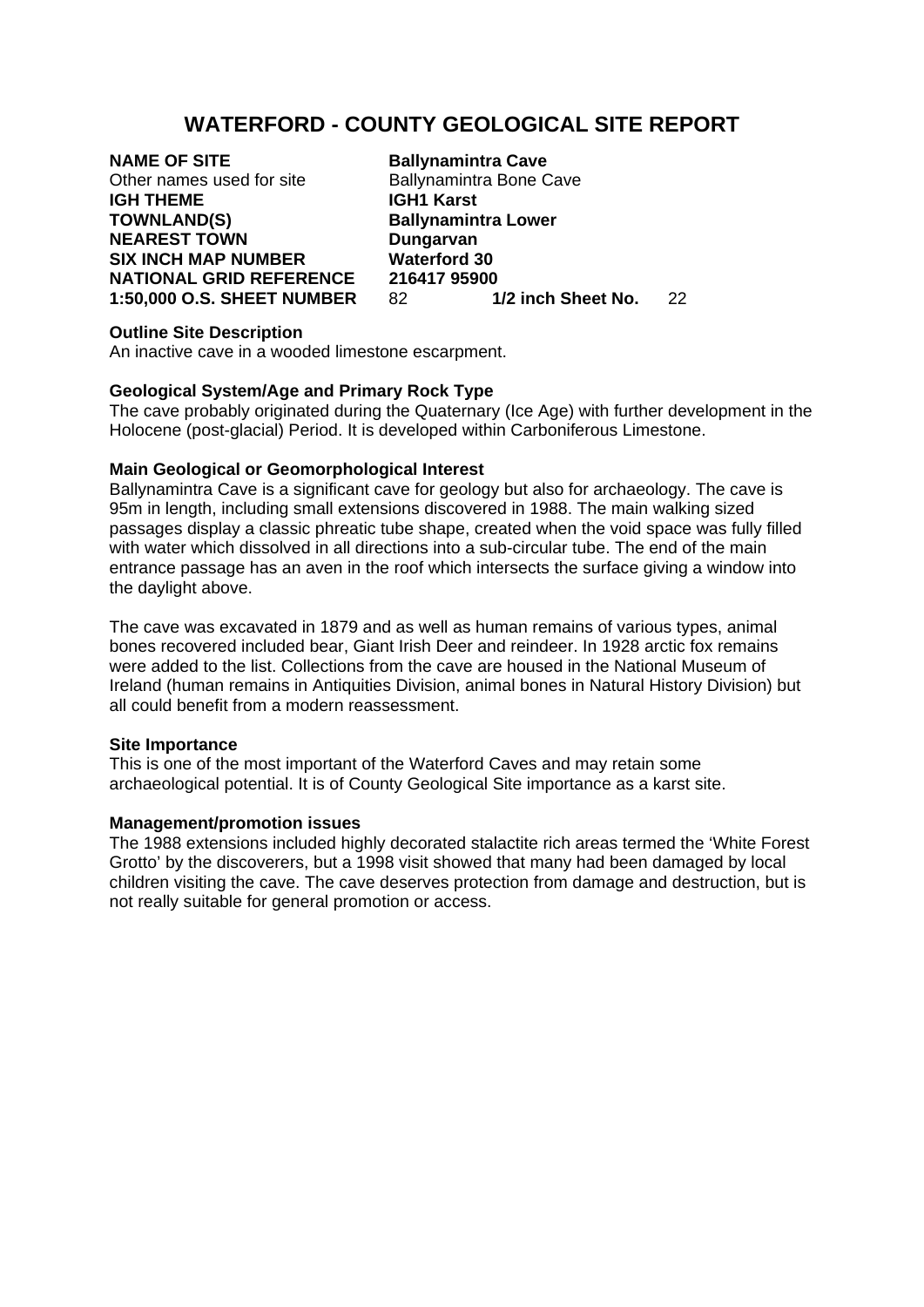# WATERFORD - COUNTY GEOLOGICAL SITE REPORT

**NAME OF SITE** **Ballynamintra Cave**
Other names used for site Ballynamintra Bone Cave
**IGH THEME** **IGH1 Karst**
**TOWNLAND(S)** **Ballynamintra Lower**
**NEAREST TOWN** **Dungarvan**
**SIX INCH MAP NUMBER** **Waterford 30**
**NATIONAL GRID REFERENCE** **216417 95900**
**1:50,000 O.S. SHEET NUMBER** 82 **1/2 inch Sheet No.** 22

**Outline Site Description**
An inactive cave in a wooded limestone escarpment.

**Geological System/Age and Primary Rock Type**
The cave probably originated during the Quaternary (Ice Age) with further development in the Holocene (post-glacial) Period. It is developed within Carboniferous Limestone.

**Main Geological or Geomorphological Interest**
Ballynamintra Cave is a significant cave for geology but also for archaeology. The cave is 95m in length, including small extensions discovered in 1988. The main walking sized passages display a classic phreatic tube shape, created when the void space was fully filled with water which dissolved in all directions into a sub-circular tube. The end of the main entrance passage has an aven in the roof which intersects the surface giving a window into the daylight above.

The cave was excavated in 1879 and as well as human remains of various types, animal bones recovered included bear, Giant Irish Deer and reindeer. In 1928 arctic fox remains were added to the list. Collections from the cave are housed in the National Museum of Ireland (human remains in Antiquities Division, animal bones in Natural History Division) but all could benefit from a modern reassessment.

**Site Importance**
This is one of the most important of the Waterford Caves and may retain some archaeological potential. It is of County Geological Site importance as a karst site.

**Management/promotion issues**
The 1988 extensions included highly decorated stalactite rich areas termed the 'White Forest Grotto' by the discoverers, but a 1998 visit showed that many had been damaged by local children visiting the cave. The cave deserves protection from damage and destruction, but is not really suitable for general promotion or access.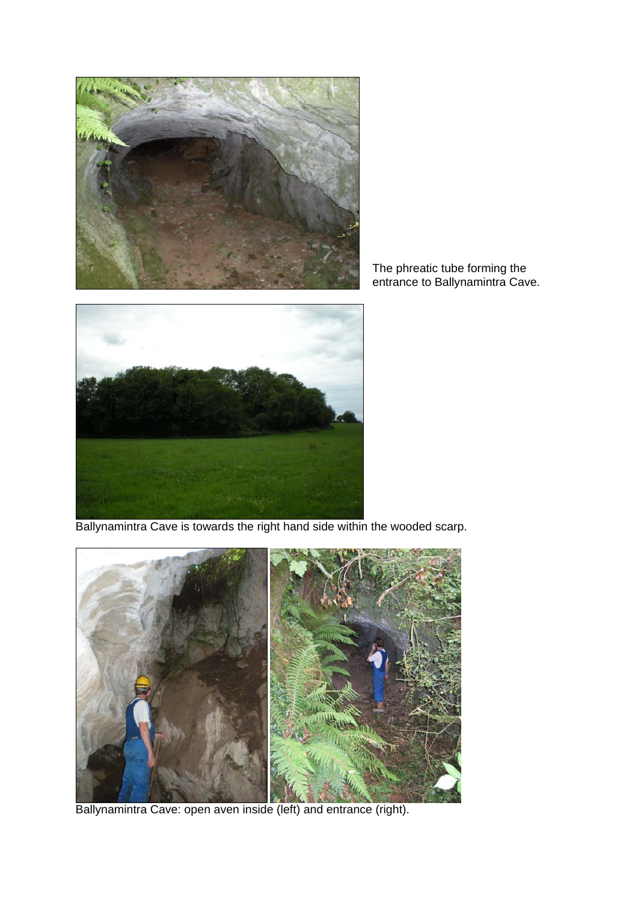The phreatic tube forming the entrance to Ballynamintra Cave.

Ballynamintra Cave is towards the right hand side within the wooded scarp.

Ballynamintra Cave: open aven inside (left) and entrance (right).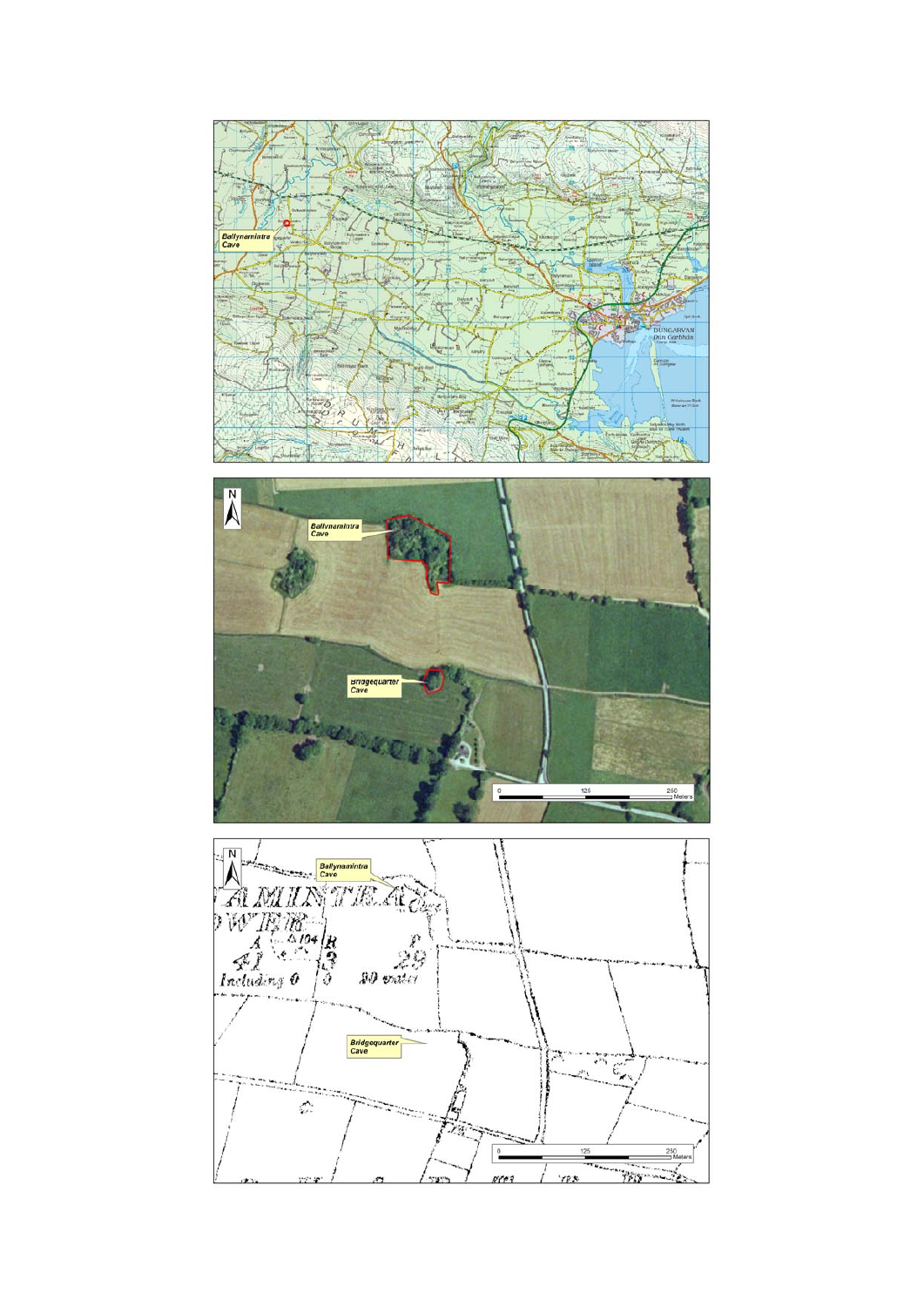Ballynamintra Cave

DUNGARVAN
Dún Garbhán

N

Ballynamintra Cave

Bridgequarter Cave

0 125 250 Meters

N

Ballynamintra Cave

Bridgequarter Cave

0 125 250 Meters